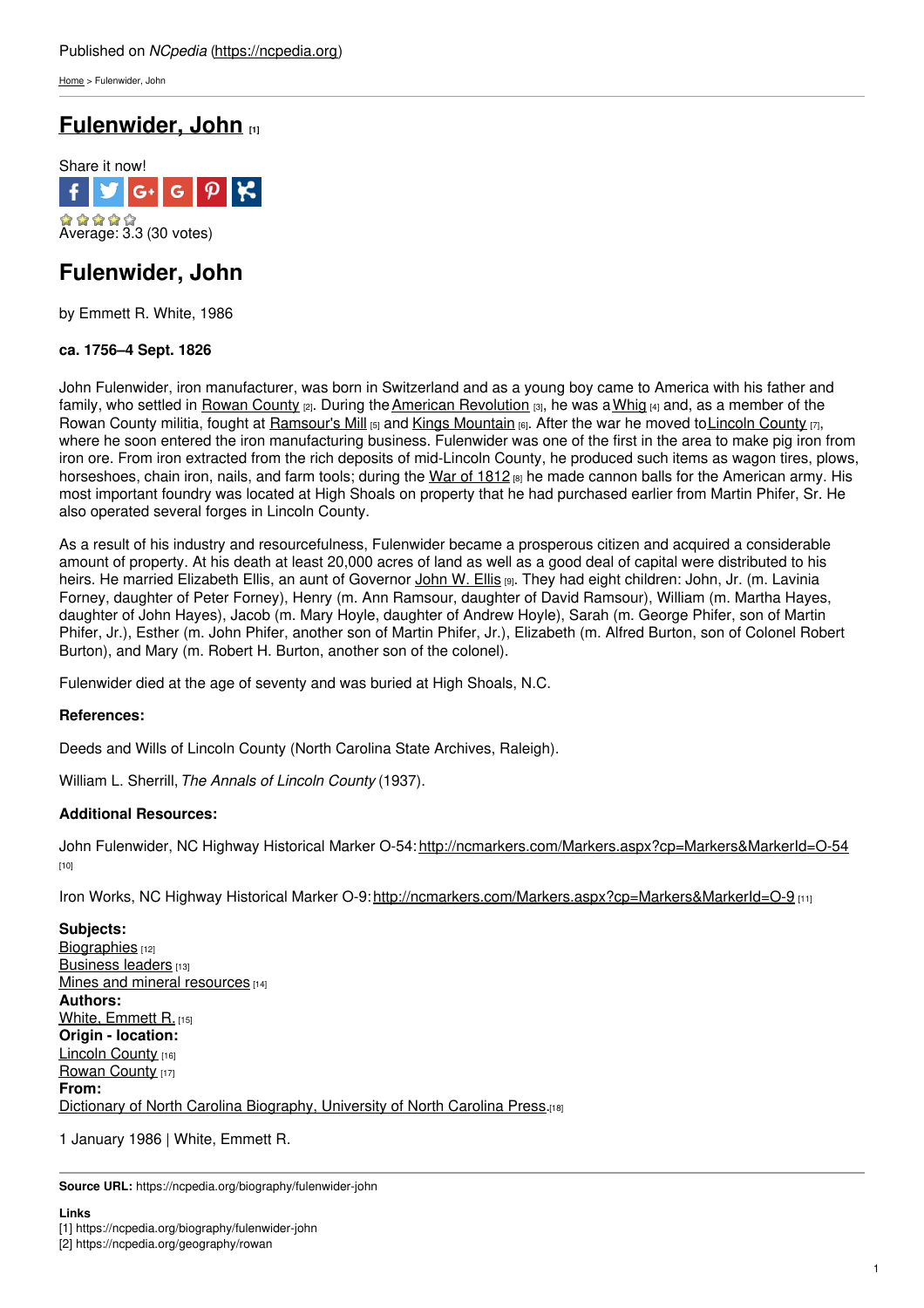Published on *NCpedia* (https://ncpedia.org)

Home > Fulenwider, John

# Fulenwider, John [1]

Share it now!

Average: 3.3 (30 votes)

## Fulenwider, John

by Emmett R. White, 1986

**ca. 1756–4 Sept. 1826**

John Fulenwider, iron manufacturer, was born in Switzerland and as a young boy came to America with his father and family, who settled in Rowan County [2]. During the American Revolution [3], he was a Whig [4] and, as a member of the Rowan County militia, fought at Ramsour's Mill [5] and Kings Mountain [6]. After the war he moved to Lincoln County [7], where he soon entered the iron manufacturing business. Fulenwider was one of the first in the area to make pig iron from iron ore. From iron extracted from the rich deposits of mid-Lincoln County, he produced such items as wagon tires, plows, horseshoes, chain iron, nails, and farm tools; during the War of 1812 [8] he made cannon balls for the American army. His most important foundry was located at High Shoals on property that he had purchased earlier from Martin Phifer, Sr. He also operated several forges in Lincoln County.

As a result of his industry and resourcefulness, Fulenwider became a prosperous citizen and acquired a considerable amount of property. At his death at least 20,000 acres of land as well as a good deal of capital were distributed to his heirs. He married Elizabeth Ellis, an aunt of Governor John W. Ellis [9]. They had eight children: John, Jr. (m. Lavinia Forney, daughter of Peter Forney), Henry (m. Ann Ramsour, daughter of David Ramsour), William (m. Martha Hayes, daughter of John Hayes), Jacob (m. Mary Hoyle, daughter of Andrew Hoyle), Sarah (m. George Phifer, son of Martin Phifer, Jr.), Esther (m. John Phifer, another son of Martin Phifer, Jr.), Elizabeth (m. Alfred Burton, son of Colonel Robert Burton), and Mary (m. Robert H. Burton, another son of the colonel).

Fulenwider died at the age of seventy and was buried at High Shoals, N.C.

**References:**

Deeds and Wills of Lincoln County (North Carolina State Archives, Raleigh).

William L. Sherrill, *The Annals of Lincoln County* (1937).

**Additional Resources:**

John Fulenwider, NC Highway Historical Marker O-54: http://ncmarkers.com/Markers.aspx?cp=Markers&MarkerId=O-54 [10]

Iron Works, NC Highway Historical Marker O-9: http://ncmarkers.com/Markers.aspx?cp=Markers&MarkerId=O-9 [11]

**Subjects:**
Biographies [12]
Business leaders [13]
Mines and mineral resources [14]
**Authors:**
White, Emmett R. [15]
**Origin - location:**
Lincoln County [16]
Rowan County [17]
**From:**
Dictionary of North Carolina Biography, University of North Carolina Press. [18]

1 January 1986 | White, Emmett R.

**Source URL:** https://ncpedia.org/biography/fulenwider-john

**Links**
[1] https://ncpedia.org/biography/fulenwider-john
[2] https://ncpedia.org/geography/rowan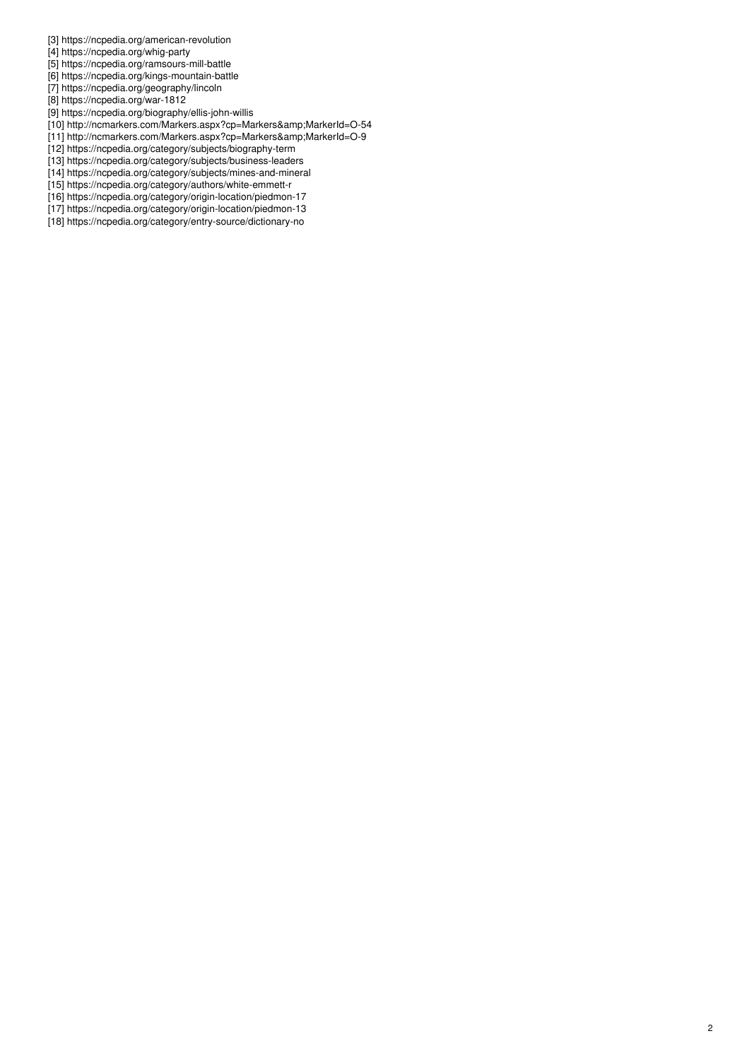[3] https://ncpedia.org/american-revolution
[4] https://ncpedia.org/whig-party
[5] https://ncpedia.org/ramsours-mill-battle
[6] https://ncpedia.org/kings-mountain-battle
[7] https://ncpedia.org/geography/lincoln
[8] https://ncpedia.org/war-1812
[9] https://ncpedia.org/biography/ellis-john-willis
[10] http://ncmarkers.com/Markers.aspx?cp=Markers&amp;MarkerId=O-54
[11] http://ncmarkers.com/Markers.aspx?cp=Markers&amp;MarkerId=O-9
[12] https://ncpedia.org/category/subjects/biography-term
[13] https://ncpedia.org/category/subjects/business-leaders
[14] https://ncpedia.org/category/subjects/mines-and-mineral
[15] https://ncpedia.org/category/authors/white-emmett-r
[16] https://ncpedia.org/category/origin-location/piedmon-17
[17] https://ncpedia.org/category/origin-location/piedmon-13
[18] https://ncpedia.org/category/entry-source/dictionary-no